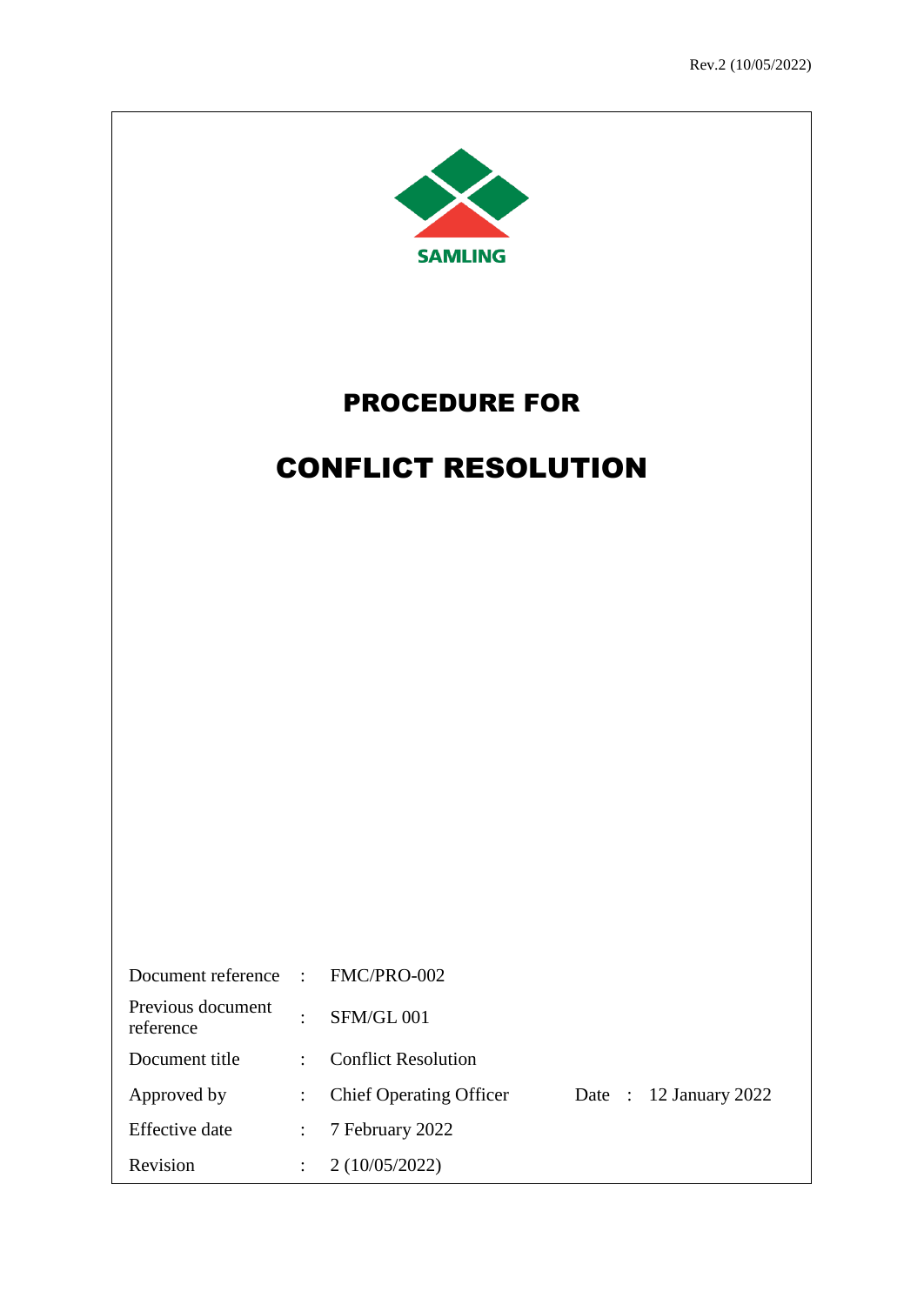SAMLING

# PROCEDURE FOR

# CONFLICT RESOLUTION

| | | | | |
|---|---|---|---|---|
| Document reference | : | FMC/PRO-002 | | |
| Previous document reference | : | SFM/GL 001 | | |
| Document title | : | Conflict Resolution | | |
| Approved by | : | Chief Operating Officer | Date : | 12 January 2022 |
| Effective date | : | 7 February 2022 | | |
| Revision | : | 2 (10/05/2022) | | |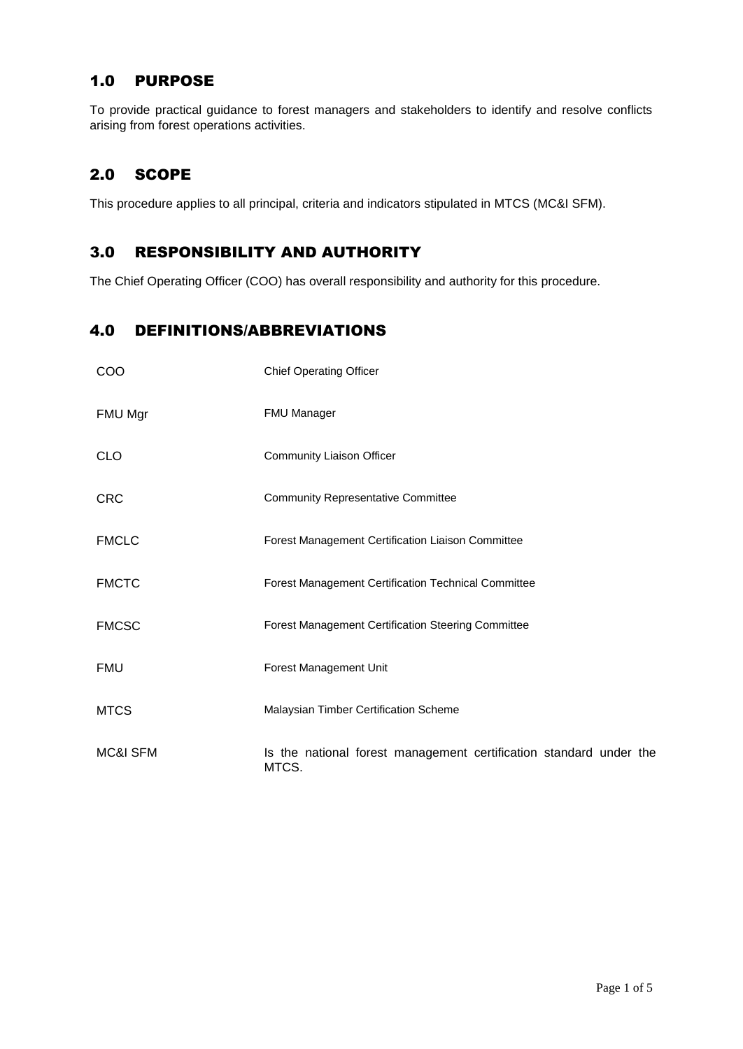## 1.0 PURPOSE

To provide practical guidance to forest managers and stakeholders to identify and resolve conflicts arising from forest operations activities.

## 2.0 SCOPE

This procedure applies to all principal, criteria and indicators stipulated in MTCS (MC&I SFM).

## 3.0 RESPONSIBILITY AND AUTHORITY

The Chief Operating Officer (COO) has overall responsibility and authority for this procedure.

## 4.0 DEFINITIONS/ABBREVIATIONS

| | |
|---|---|
| COO | Chief Operating Officer |
| FMU Mgr | FMU Manager |
| CLO | Community Liaison Officer |
| CRC | Community Representative Committee |
| FMCLC | Forest Management Certification Liaison Committee |
| FMCTC | Forest Management Certification Technical Committee |
| FMCSC | Forest Management Certification Steering Committee |
| FMU | Forest Management Unit |
| MTCS | Malaysian Timber Certification Scheme |
| MC&I SFM | Is the national forest management certification standard under the MTCS. |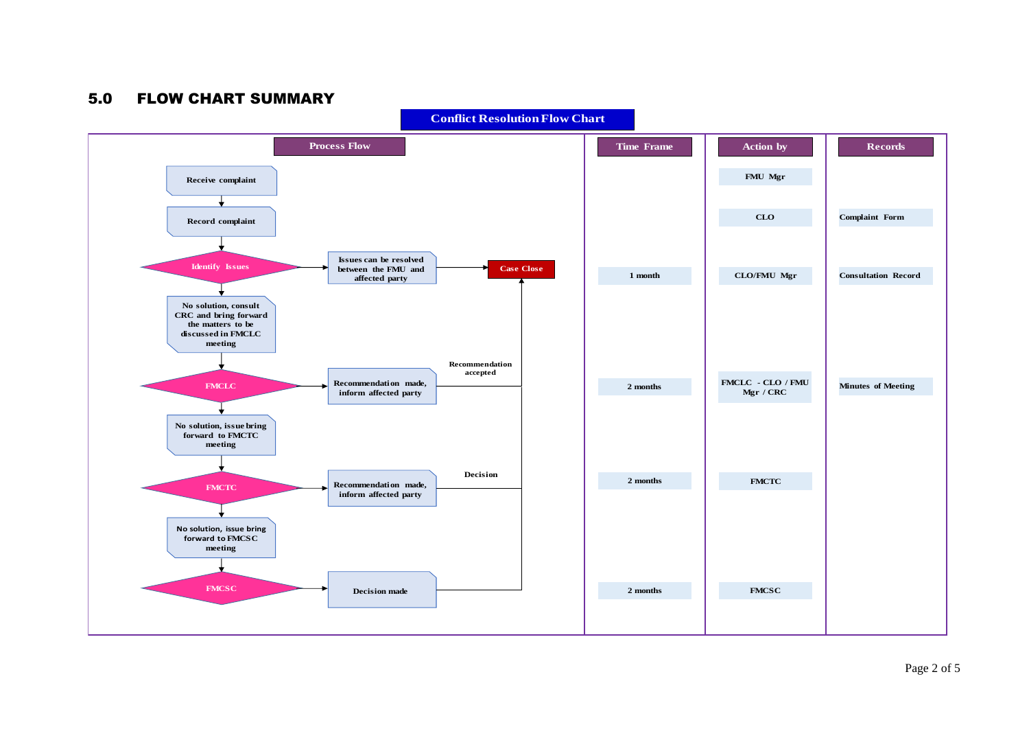## 5.0 FLOW CHART SUMMARY

**Conflict Resolution Flow Chart**

| Process Flow | Time Frame | Action by | Records |
|---|---|---|---|
| Receive complaint | | FMU Mgr | |
| Record complaint | | CLO | Complaint Form |
| Identify Issues → Issues can be resolved between the FMU and affected party → Case Close | 1 month | CLO/FMU Mgr | Consultation Record |
| No solution, consult CRC and bring forward the matters to be discussed in FMCLC meeting | | | |
| FMCLC → Recommendation made, inform affected party → Recommendation accepted → Case Close | 2 months | FMCLC - CLO / FMU Mgr / CRC | Minutes of Meeting |
| No solution, issue bring forward to FMCTC meeting | | | |
| FMCTC → Recommendation made, inform affected party → Decision → Case Close | 2 months | FMCTC | |
| No solution, issue bring forward to FMCSC meeting | | | |
| FMCSC → Decision made → Case Close | 2 months | FMCSC | |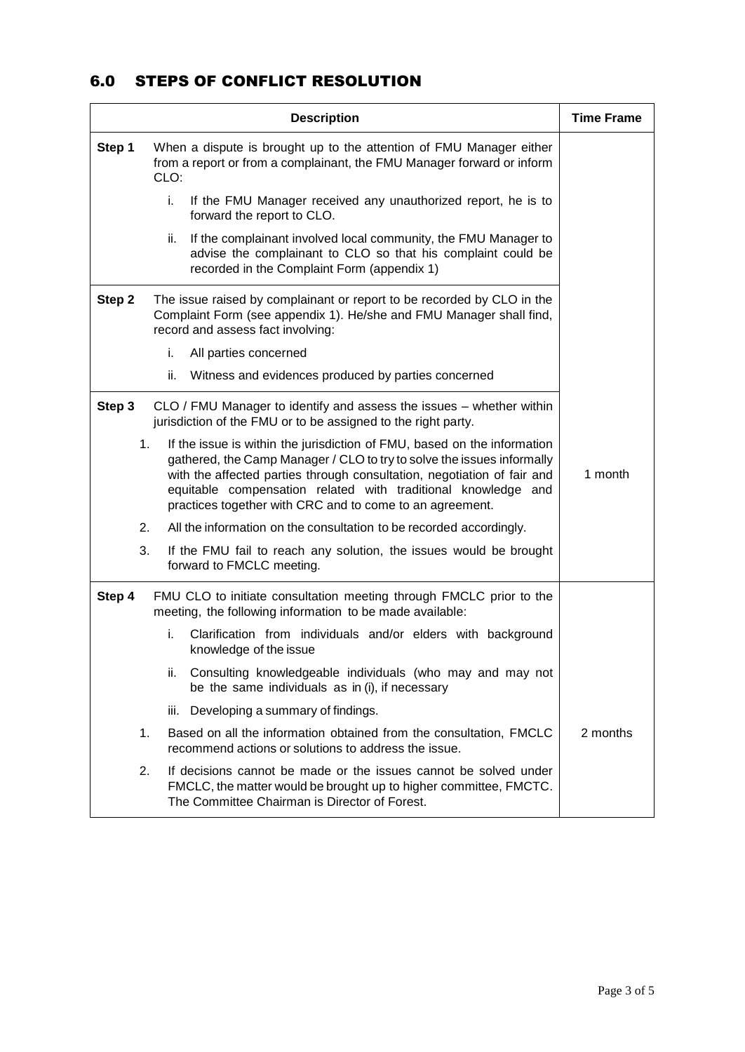## 6.0 STEPS OF CONFLICT RESOLUTION

| Description | Time Frame |
|---|---|
| **Step 1** When a dispute is brought up to the attention of FMU Manager either from a report or from a complainant, the FMU Manager forward or inform CLO:<br>i. If the FMU Manager received any unauthorized report, he is to forward the report to CLO.<br>ii. If the complainant involved local community, the FMU Manager to advise the complainant to CLO so that his complaint could be recorded in the Complaint Form (appendix 1) | 1 month |
| **Step 2** The issue raised by complainant or report to be recorded by CLO in the Complaint Form (see appendix 1). He/she and FMU Manager shall find, record and assess fact involving:<br>i. All parties concerned<br>ii. Witness and evidences produced by parties concerned | |
| **Step 3** CLO / FMU Manager to identify and assess the issues – whether within jurisdiction of the FMU or to be assigned to the right party.<br>1. If the issue is within the jurisdiction of FMU, based on the information gathered, the Camp Manager / CLO to try to solve the issues informally with the affected parties through consultation, negotiation of fair and equitable compensation related with traditional knowledge and practices together with CRC and to come to an agreement.<br>2. All the information on the consultation to be recorded accordingly.<br>3. If the FMU fail to reach any solution, the issues would be brought forward to FMCLC meeting. | |
| **Step 4** FMU CLO to initiate consultation meeting through FMCLC prior to the meeting, the following information to be made available:<br>i. Clarification from individuals and/or elders with background knowledge of the issue<br>ii. Consulting knowledgeable individuals (who may and may not be the same individuals as in (i), if necessary<br>iii. Developing a summary of findings.<br>1. Based on all the information obtained from the consultation, FMCLC recommend actions or solutions to address the issue.<br>2. If decisions cannot be made or the issues cannot be solved under FMCLC, the matter would be brought up to higher committee, FMCTC. The Committee Chairman is Director of Forest. | 2 months |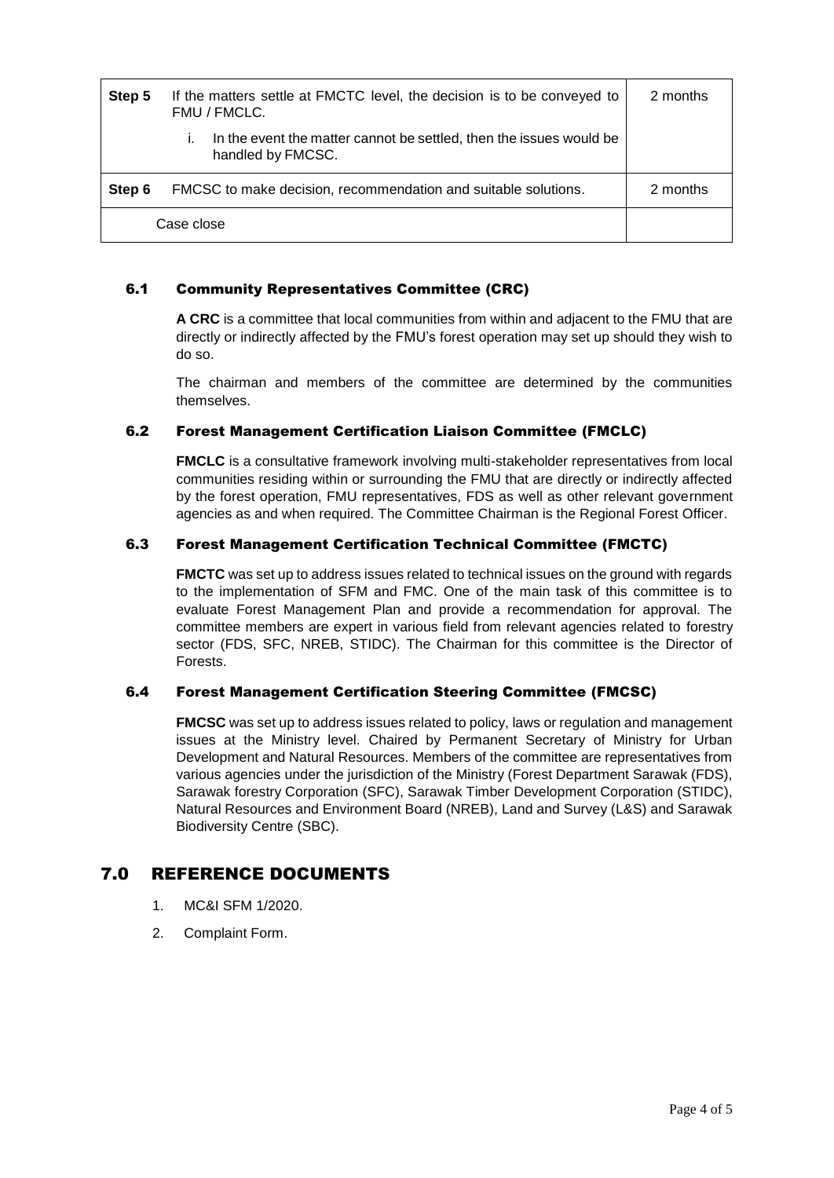| | | |
|---|---|---|
| **Step 5** | If the matters settle at FMCTC level, the decision is to be conveyed to FMU / FMCLC.<br><br>i. In the event the matter cannot be settled, then the issues would be handled by FMCSC. | 2 months |
| **Step 6** | FMCSC to make decision, recommendation and suitable solutions. | 2 months |
| Case close | | |

### 6.1 Community Representatives Committee (CRC)

**A CRC** is a committee that local communities from within and adjacent to the FMU that are directly or indirectly affected by the FMU's forest operation may set up should they wish to do so.

The chairman and members of the committee are determined by the communities themselves.

### 6.2 Forest Management Certification Liaison Committee (FMCLC)

**FMCLC** is a consultative framework involving multi-stakeholder representatives from local communities residing within or surrounding the FMU that are directly or indirectly affected by the forest operation, FMU representatives, FDS as well as other relevant government agencies as and when required. The Committee Chairman is the Regional Forest Officer.

### 6.3 Forest Management Certification Technical Committee (FMCTC)

**FMCTC** was set up to address issues related to technical issues on the ground with regards to the implementation of SFM and FMC. One of the main task of this committee is to evaluate Forest Management Plan and provide a recommendation for approval. The committee members are expert in various field from relevant agencies related to forestry sector (FDS, SFC, NREB, STIDC). The Chairman for this committee is the Director of Forests.

### 6.4 Forest Management Certification Steering Committee (FMCSC)

**FMCSC** was set up to address issues related to policy, laws or regulation and management issues at the Ministry level. Chaired by Permanent Secretary of Ministry for Urban Development and Natural Resources. Members of the committee are representatives from various agencies under the jurisdiction of the Ministry (Forest Department Sarawak (FDS), Sarawak forestry Corporation (SFC), Sarawak Timber Development Corporation (STIDC), Natural Resources and Environment Board (NREB), Land and Survey (L&S) and Sarawak Biodiversity Centre (SBC).

## 7.0 REFERENCE DOCUMENTS

1. MC&I SFM 1/2020.
2. Complaint Form.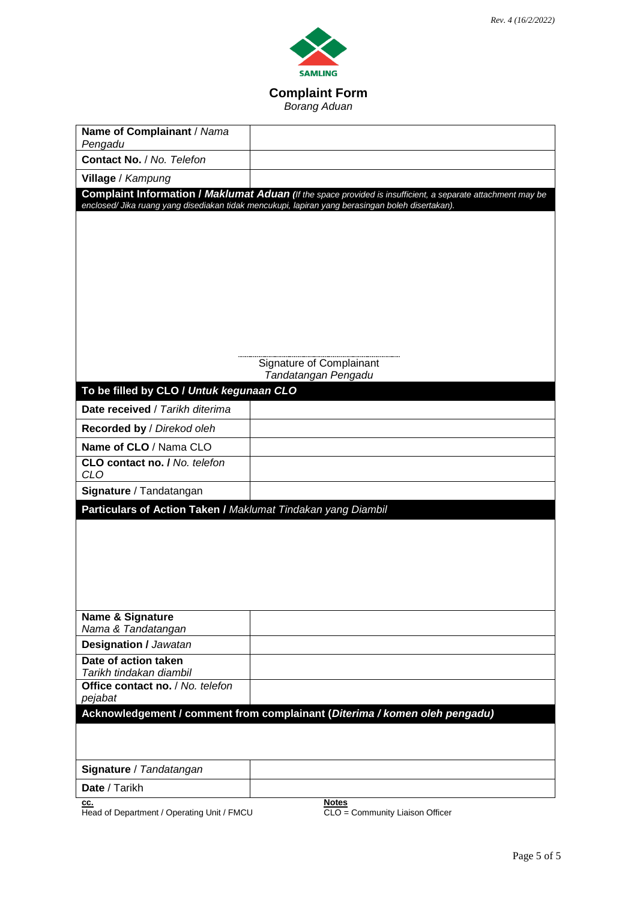Rev. 4 (16/2/2022)

SAMLING

# Complaint Form

*Borang Aduan*

| | |
|---|---|
| **Name of Complainant** / *Nama Pengadu* | |
| **Contact No.** / *No. Telefon* | |
| **Village** / *Kampung* | |

**Complaint Information /** ***Maklumat Aduan*** *(If the space provided is insufficient, a separate attachment may be enclosed/ Jika ruang yang disediakan tidak mencukupi, lapiran yang berasingan boleh disertakan).*

..........................................................

Signature of Complainant
*Tandatangan Pengadu*

**To be filled by CLO /** ***Untuk kegunaan CLO***

| | |
|---|---|
| **Date received** / *Tarikh diterima* | |
| **Recorded by** / *Direkod oleh* | |
| **Name of CLO** / Nama CLO | |
| **CLO contact no. /** *No. telefon CLO* | |
| **Signature** / Tandatangan | |

**Particulars of Action Taken /** *Maklumat Tindakan yang Diambil*

| | |
|---|---|
| **Name & Signature** *Nama & Tandatangan* | |
| **Designation /** *Jawatan* | |
| **Date of action taken** *Tarikh tindakan diambil* | |
| **Office contact no.** / *No. telefon pejabat* | |

**Acknowledgement / comment from complainant (*****Diterima / komen oleh pengadu*****)**

| | |
|---|---|
| **Signature** / *Tandatangan* | |
| **Date** / Tarikh | |

**cc.**
Head of Department / Operating Unit / FMCU

**Notes**
CLO = Community Liaison Officer